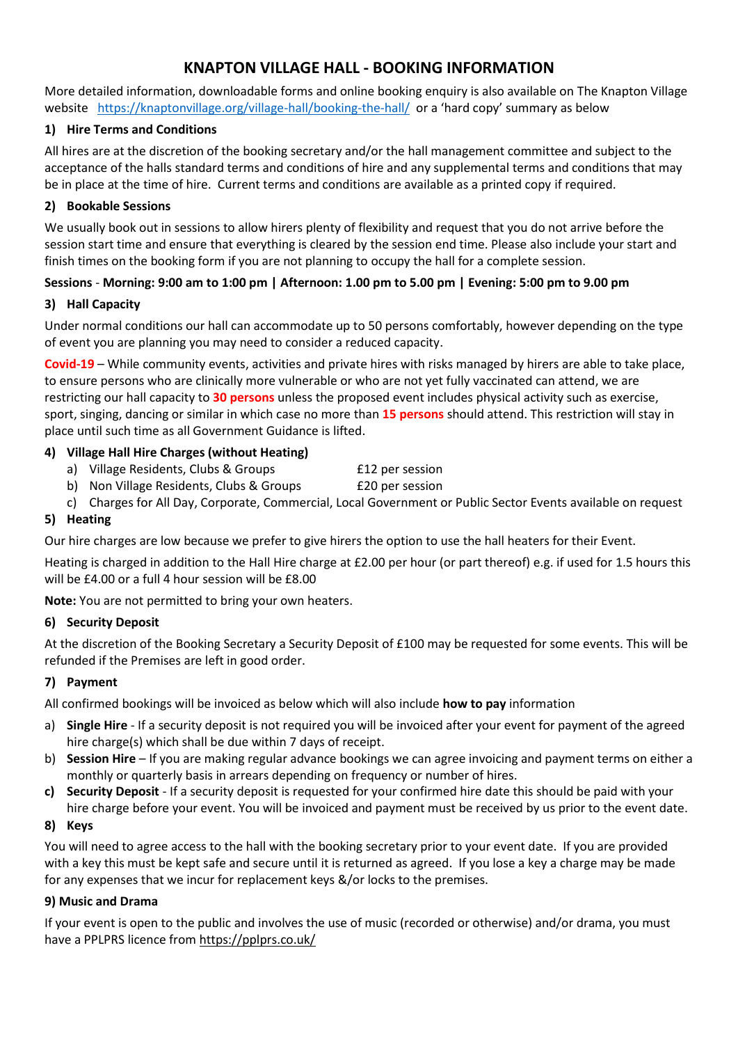# KNAPTON VILLAGE HALL - BOOKING INFORMATION

More detailed information, downloadable forms and online booking enquiry is also available on The Knapton Village website [https://knaptonvillage.org/village-hall/booking-the-hall/](https://knaptonvillage.org/village-hall/booking-the-hall/) or a 'hard copy' summary as below

### 1) Hire Terms and Conditions

All hires are at the discretion of the booking secretary and/or the hall management committee and subject to the acceptance of the halls standard terms and conditions of hire and any supplemental terms and conditions that may be in place at the time of hire. Current terms and conditions are available as a printed copy if required.

### 2) Bookable Sessions

We usually book out in sessions to allow hirers plenty of flexibility and request that you do not arrive before the session start time and ensure that everything is cleared by the session end time. Please also include your start and finish times on the booking form if you are not planning to occupy the hall for a complete session.

**Sessions - Morning: 9:00 am to 1:00 pm | Afternoon: 1.00 pm to 5.00 pm | Evening: 5:00 pm to 9.00 pm**

### 3) Hall Capacity

Under normal conditions our hall can accommodate up to 50 persons comfortably, however depending on the type of event you are planning you may need to consider a reduced capacity.

**Covid-19** – While community events, activities and private hires with risks managed by hirers are able to take place, to ensure persons who are clinically more vulnerable or who are not yet fully vaccinated can attend, we are restricting our hall capacity to **30 persons** unless the proposed event includes physical activity such as exercise, sport, singing, dancing or similar in which case no more than **15 persons** should attend. This restriction will stay in place until such time as all Government Guidance is lifted.

### 4) Village Hall Hire Charges (without Heating)

a) Village Residents, Clubs & Groups — £12 per session
b) Non Village Residents, Clubs & Groups — £20 per session
c) Charges for All Day, Corporate, Commercial, Local Government or Public Sector Events available on request

### 5) Heating

Our hire charges are low because we prefer to give hirers the option to use the hall heaters for their Event.

Heating is charged in addition to the Hall Hire charge at £2.00 per hour (or part thereof) e.g. if used for 1.5 hours this will be £4.00 or a full 4 hour session will be £8.00

**Note:** You are not permitted to bring your own heaters.

### 6) Security Deposit

At the discretion of the Booking Secretary a Security Deposit of £100 may be requested for some events. This will be refunded if the Premises are left in good order.

### 7) Payment

All confirmed bookings will be invoiced as below which will also include **how to pay** information

a) **Single Hire** - If a security deposit is not required you will be invoiced after your event for payment of the agreed hire charge(s) which shall be due within 7 days of receipt.
b) **Session Hire** – If you are making regular advance bookings we can agree invoicing and payment terms on either a monthly or quarterly basis in arrears depending on frequency or number of hires.
c) **Security Deposit** - If a security deposit is requested for your confirmed hire date this should be paid with your hire charge before your event. You will be invoiced and payment must be received by us prior to the event date.

### 8) Keys

You will need to agree access to the hall with the booking secretary prior to your event date. If you are provided with a key this must be kept safe and secure until it is returned as agreed. If you lose a key a charge may be made for any expenses that we incur for replacement keys &/or locks to the premises.

### 9) Music and Drama

If your event is open to the public and involves the use of music (recorded or otherwise) and/or drama, you must have a PPLPRS licence from [https://pplprs.co.uk/](https://pplprs.co.uk/)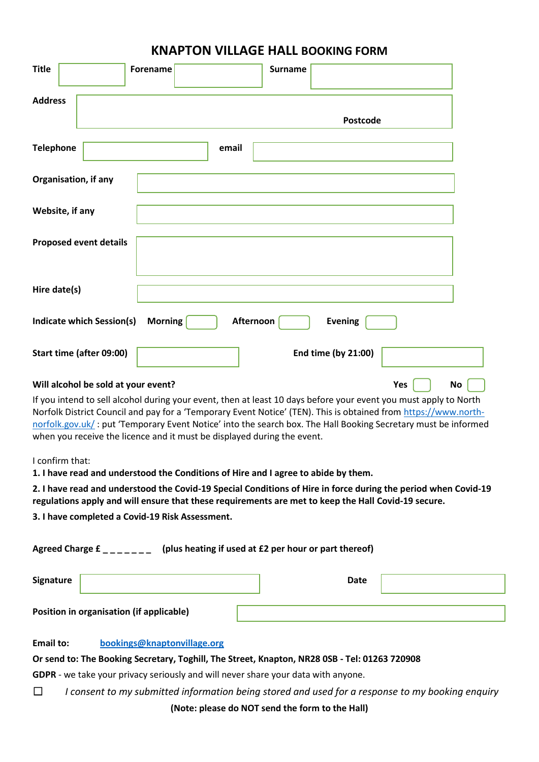# KNAPTON VILLAGE HALL BOOKING FORM

**Title** | **Forename** | **Surname**

**Address**

**Postcode**

**Telephone** | **email**

**Organisation, if any**

**Website, if any**

**Proposed event details**

**Hire date(s)**

**Indicate which Session(s)** **Morning** ☐ **Afternoon** ☐ **Evening** ☐

**Start time (after 09:00)** **End time (by 21:00)**

**Will alcohol be sold at your event?** **Yes** ☐ **No** ☐

If you intend to sell alcohol during your event, then at least 10 days before your event you must apply to North Norfolk District Council and pay for a 'Temporary Event Notice' (TEN). This is obtained from [https://www.north-norfolk.gov.uk/](https://www.north-norfolk.gov.uk/) : put 'Temporary Event Notice' into the search box. The Hall Booking Secretary must be informed when you receive the licence and it must be displayed during the event.

I confirm that:

**1. I have read and understood the Conditions of Hire and I agree to abide by them.**

**2. I have read and understood the Covid-19 Special Conditions of Hire in force during the period when Covid-19 regulations apply and will ensure that these requirements are met to keep the Hall Covid-19 secure.**

**3. I have completed a Covid-19 Risk Assessment.**

**Agreed Charge £ _ _ _ _ _ _ _** **(plus heating if used at £2 per hour or part thereof)**

**Signature** **Date**

**Position in organisation (if applicable)**

**Email to:** [bookings@knaptonvillage.org](mailto:bookings@knaptonvillage.org)

**Or send to: The Booking Secretary, Toghill, The Street, Knapton, NR28 0SB - Tel: 01263 720908**

**GDPR** - we take your privacy seriously and will never share your data with anyone.

☐ *I consent to my submitted information being stored and used for a response to my booking enquiry*

**(Note: please do NOT send the form to the Hall)**